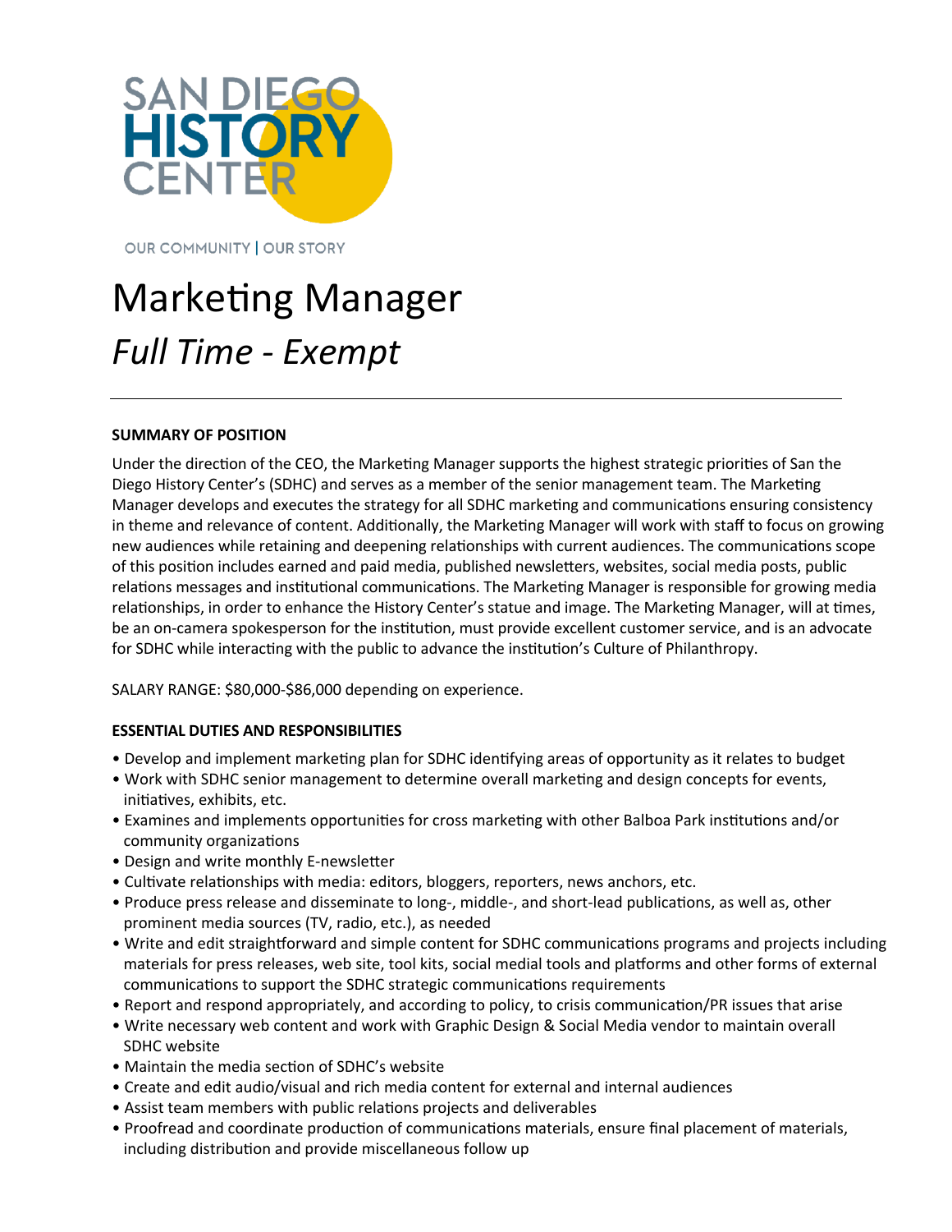SAN DIEGO HISTORY CENTER

OUR COMMUNITY | OUR STORY

# Marketing Manager

## *Full Time - Exempt*

---

**SUMMARY OF POSITION**

Under the direction of the CEO, the Marketing Manager supports the highest strategic priorities of San the Diego History Center's (SDHC) and serves as a member of the senior management team. The Marketing Manager develops and executes the strategy for all SDHC marketing and communications ensuring consistency in theme and relevance of content. Additionally, the Marketing Manager will work with staff to focus on growing new audiences while retaining and deepening relationships with current audiences. The communications scope of this position includes earned and paid media, published newsletters, websites, social media posts, public relations messages and institutional communications. The Marketing Manager is responsible for growing media relationships, in order to enhance the History Center's statue and image. The Marketing Manager, will at times, be an on-camera spokesperson for the institution, must provide excellent customer service, and is an advocate for SDHC while interacting with the public to advance the institution's Culture of Philanthropy.

SALARY RANGE: $80,000-$86,000 depending on experience.

**ESSENTIAL DUTIES AND RESPONSIBILITIES**

- Develop and implement marketing plan for SDHC identifying areas of opportunity as it relates to budget
- Work with SDHC senior management to determine overall marketing and design concepts for events, initiatives, exhibits, etc.
- Examines and implements opportunities for cross marketing with other Balboa Park institutions and/or community organizations
- Design and write monthly E-newsletter
- Cultivate relationships with media: editors, bloggers, reporters, news anchors, etc.
- Produce press release and disseminate to long-, middle-, and short-lead publications, as well as, other prominent media sources (TV, radio, etc.), as needed
- Write and edit straightforward and simple content for SDHC communications programs and projects including materials for press releases, web site, tool kits, social medial tools and platforms and other forms of external communications to support the SDHC strategic communications requirements
- Report and respond appropriately, and according to policy, to crisis communication/PR issues that arise
- Write necessary web content and work with Graphic Design & Social Media vendor to maintain overall SDHC website
- Maintain the media section of SDHC's website
- Create and edit audio/visual and rich media content for external and internal audiences
- Assist team members with public relations projects and deliverables
- Proofread and coordinate production of communications materials, ensure final placement of materials, including distribution and provide miscellaneous follow up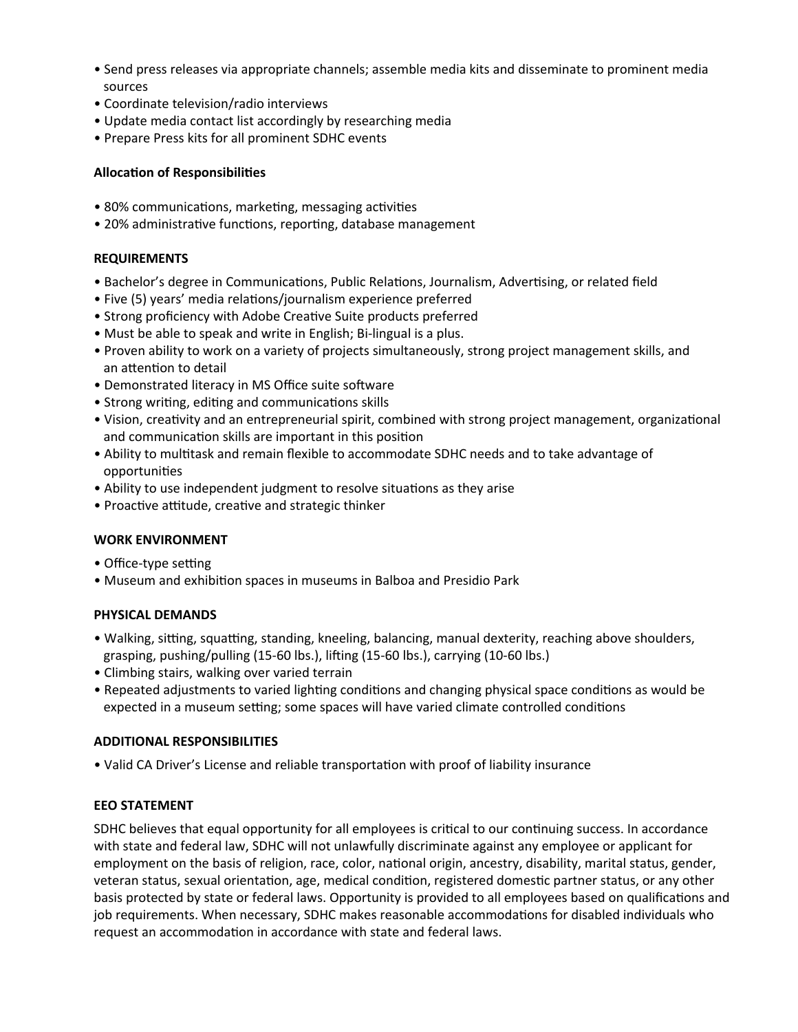- Send press releases via appropriate channels; assemble media kits and disseminate to prominent media sources
- Coordinate television/radio interviews
- Update media contact list accordingly by researching media
- Prepare Press kits for all prominent SDHC events

**Allocation of Responsibilities**

- 80% communications, marketing, messaging activities
- 20% administrative functions, reporting, database management

**REQUIREMENTS**

- Bachelor's degree in Communications, Public Relations, Journalism, Advertising, or related field
- Five (5) years' media relations/journalism experience preferred
- Strong proficiency with Adobe Creative Suite products preferred
- Must be able to speak and write in English; Bi-lingual is a plus.
- Proven ability to work on a variety of projects simultaneously, strong project management skills, and an attention to detail
- Demonstrated literacy in MS Office suite software
- Strong writing, editing and communications skills
- Vision, creativity and an entrepreneurial spirit, combined with strong project management, organizational and communication skills are important in this position
- Ability to multitask and remain flexible to accommodate SDHC needs and to take advantage of opportunities
- Ability to use independent judgment to resolve situations as they arise
- Proactive attitude, creative and strategic thinker

**WORK ENVIRONMENT**

- Office-type setting
- Museum and exhibition spaces in museums in Balboa and Presidio Park

**PHYSICAL DEMANDS**

- Walking, sitting, squatting, standing, kneeling, balancing, manual dexterity, reaching above shoulders, grasping, pushing/pulling (15-60 lbs.), lifting (15-60 lbs.), carrying (10-60 lbs.)
- Climbing stairs, walking over varied terrain
- Repeated adjustments to varied lighting conditions and changing physical space conditions as would be expected in a museum setting; some spaces will have varied climate controlled conditions

**ADDITIONAL RESPONSIBILITIES**

- Valid CA Driver's License and reliable transportation with proof of liability insurance

**EEO STATEMENT**

SDHC believes that equal opportunity for all employees is critical to our continuing success. In accordance with state and federal law, SDHC will not unlawfully discriminate against any employee or applicant for employment on the basis of religion, race, color, national origin, ancestry, disability, marital status, gender, veteran status, sexual orientation, age, medical condition, registered domestic partner status, or any other basis protected by state or federal laws. Opportunity is provided to all employees based on qualifications and job requirements. When necessary, SDHC makes reasonable accommodations for disabled individuals who request an accommodation in accordance with state and federal laws.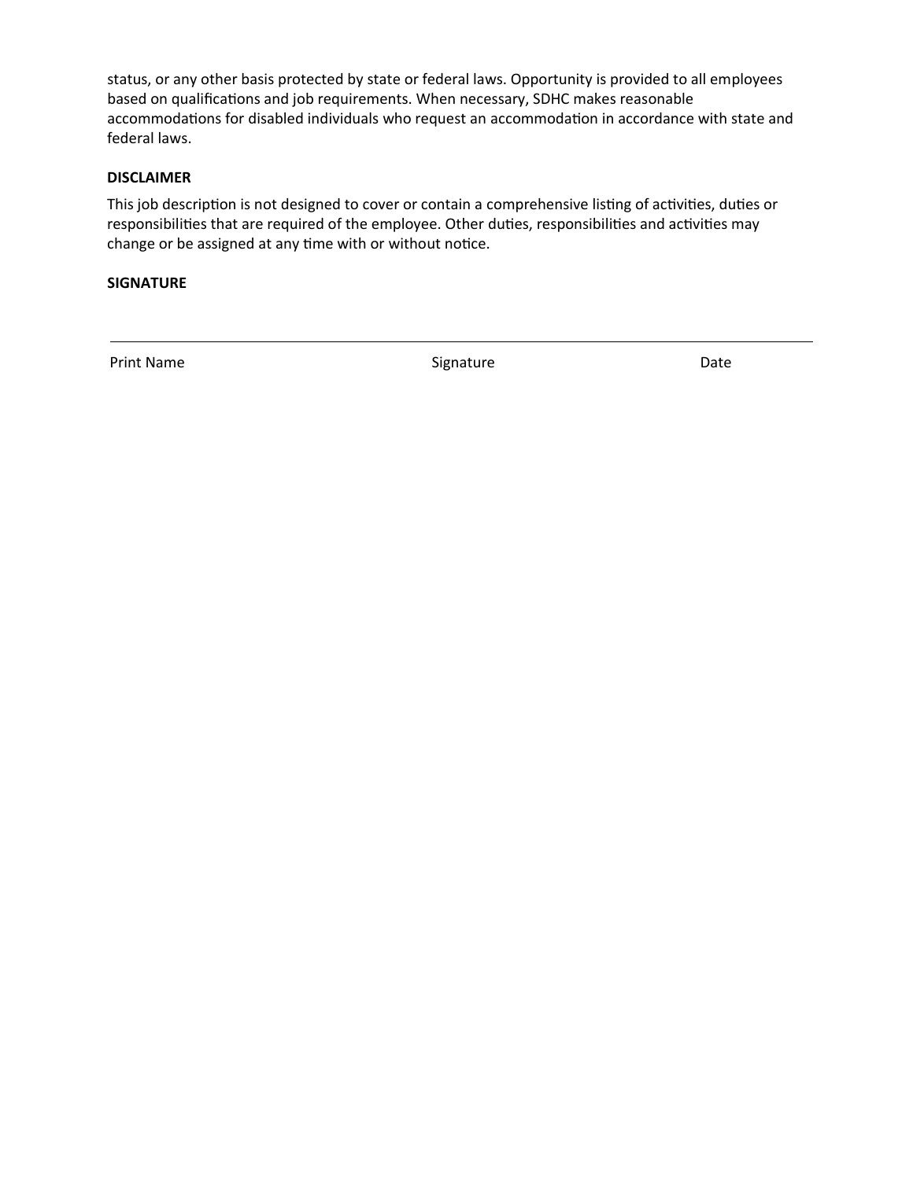status, or any other basis protected by state or federal laws. Opportunity is provided to all employees based on qualifications and job requirements. When necessary, SDHC makes reasonable accommodations for disabled individuals who request an accommodation in accordance with state and federal laws.

**DISCLAIMER**

This job description is not designed to cover or contain a comprehensive listing of activities, duties or responsibilities that are required of the employee. Other duties, responsibilities and activities may change or be assigned at any time with or without notice.

**SIGNATURE**

---

Print Name Signature Date